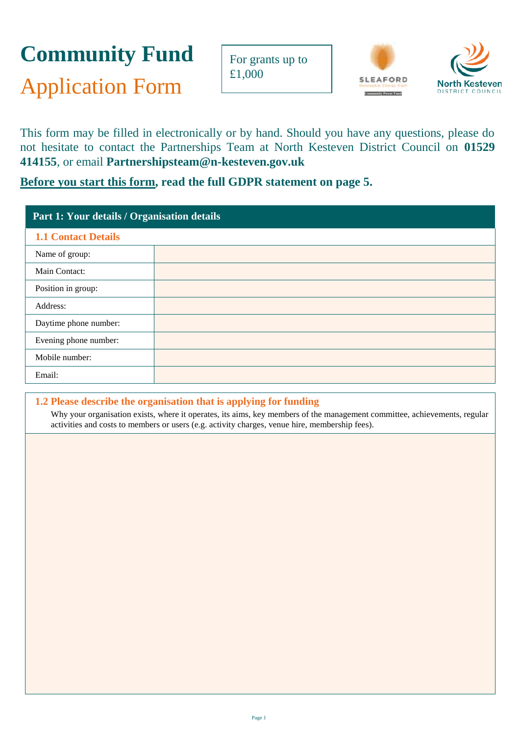# Community Fund

## Application Form

For grants up to £1,000

This form may be filled in electronically or by hand. Should you have any questions, please do not hesitate to contact the Partnerships Team at North Kesteven District Council on **01529 414155**, or email **Partnershipsteam@n-kesteven.gov.uk**

**Before you start this form, read the full GDPR statement on page 5.**

## Part 1: Your details / Organisation details

### 1.1 Contact Details

| | |
|---|---|
| Name of group: | |
| Main Contact: | |
| Position in group: | |
| Address: | |
| Daytime phone number: | |
| Evening phone number: | |
| Mobile number: | |
| Email: | |

### 1.2 Please describe the organisation that is applying for funding

Why your organisation exists, where it operates, its aims, key members of the management committee, achievements, regular activities and costs to members or users (e.g. activity charges, venue hire, membership fees).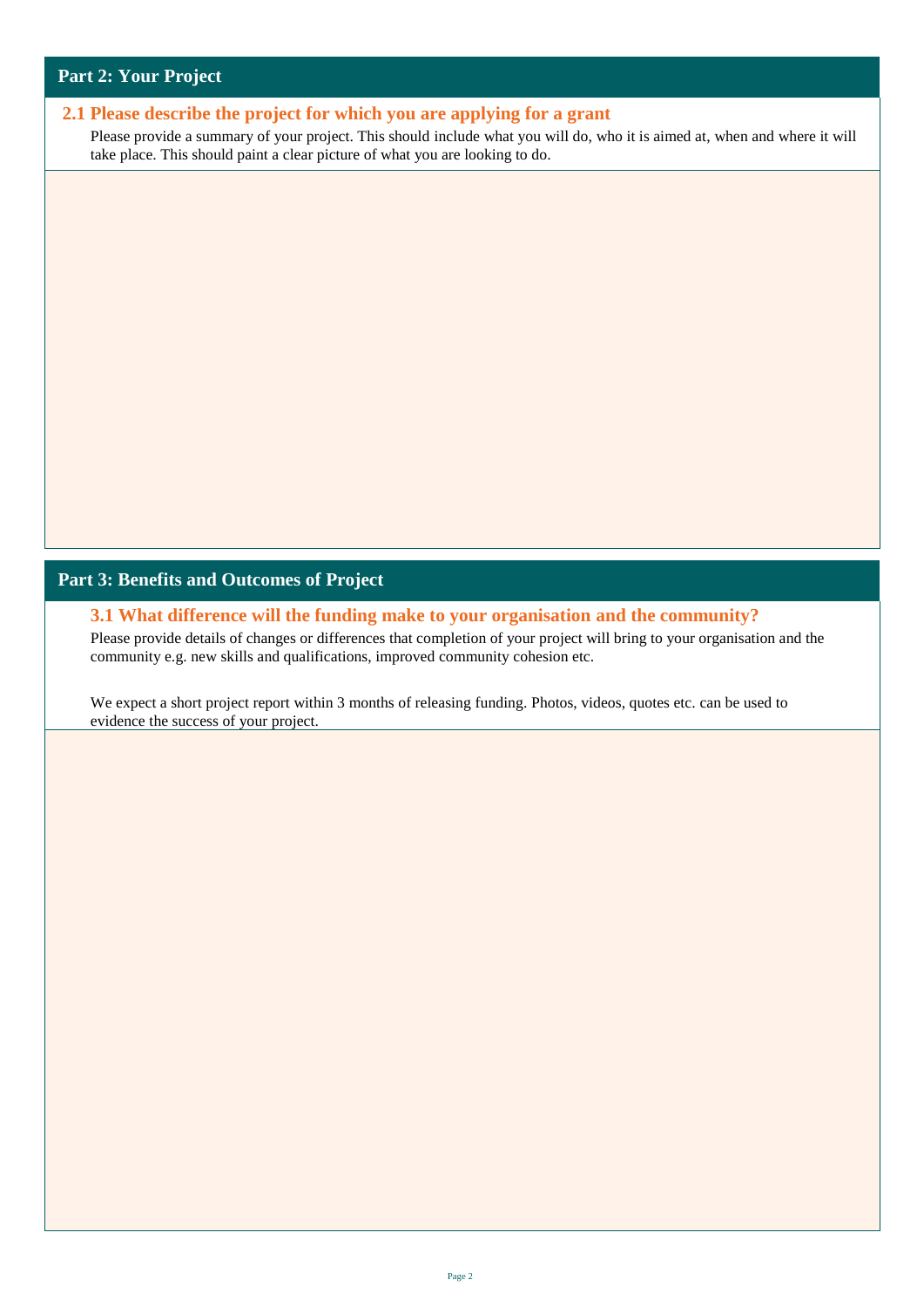## Part 2: Your Project

### 2.1 Please describe the project for which you are applying for a grant

Please provide a summary of your project. This should include what you will do, who it is aimed at, when and where it will take place. This should paint a clear picture of what you are looking to do.

## Part 3: Benefits and Outcomes of Project

### 3.1 What difference will the funding make to your organisation and the community?

Please provide details of changes or differences that completion of your project will bring to your organisation and the community e.g. new skills and qualifications, improved community cohesion etc.

We expect a short project report within 3 months of releasing funding. Photos, videos, quotes etc. can be used to evidence the success of your project.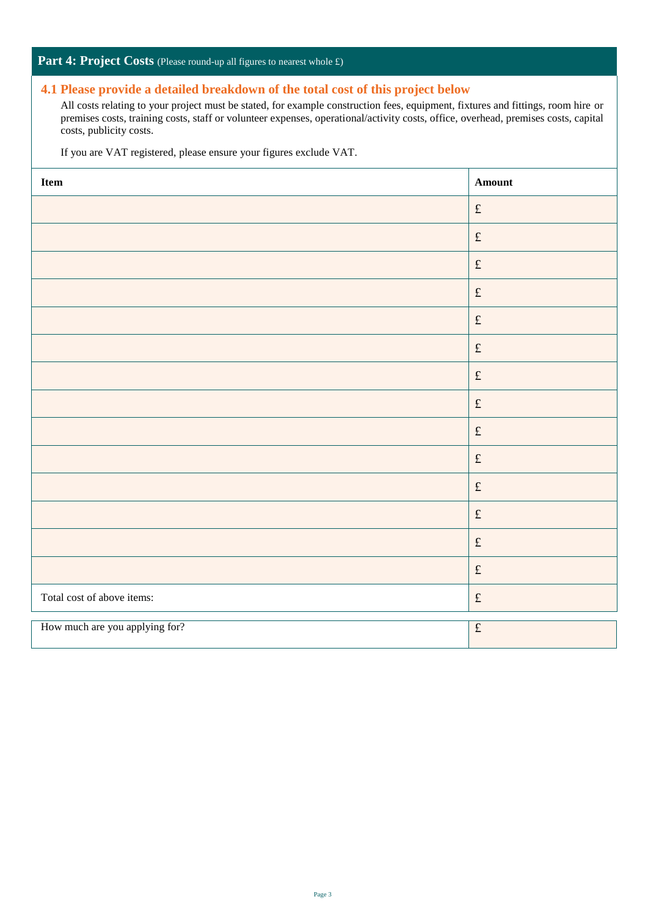## Part 4: Project Costs (Please round-up all figures to nearest whole £)

### 4.1 Please provide a detailed breakdown of the total cost of this project below

All costs relating to your project must be stated, for example construction fees, equipment, fixtures and fittings, room hire or premises costs, training costs, staff or volunteer expenses, operational/activity costs, office, overhead, premises costs, capital costs, publicity costs.

If you are VAT registered, please ensure your figures exclude VAT.

| Item | Amount |
|---|---|
| | £ |
| | £ |
| | £ |
| | £ |
| | £ |
| | £ |
| | £ |
| | £ |
| | £ |
| | £ |
| | £ |
| | £ |
| | £ |
| | £ |
| Total cost of above items: | £ |

| | |
|---|---|
| How much are you applying for? | £ |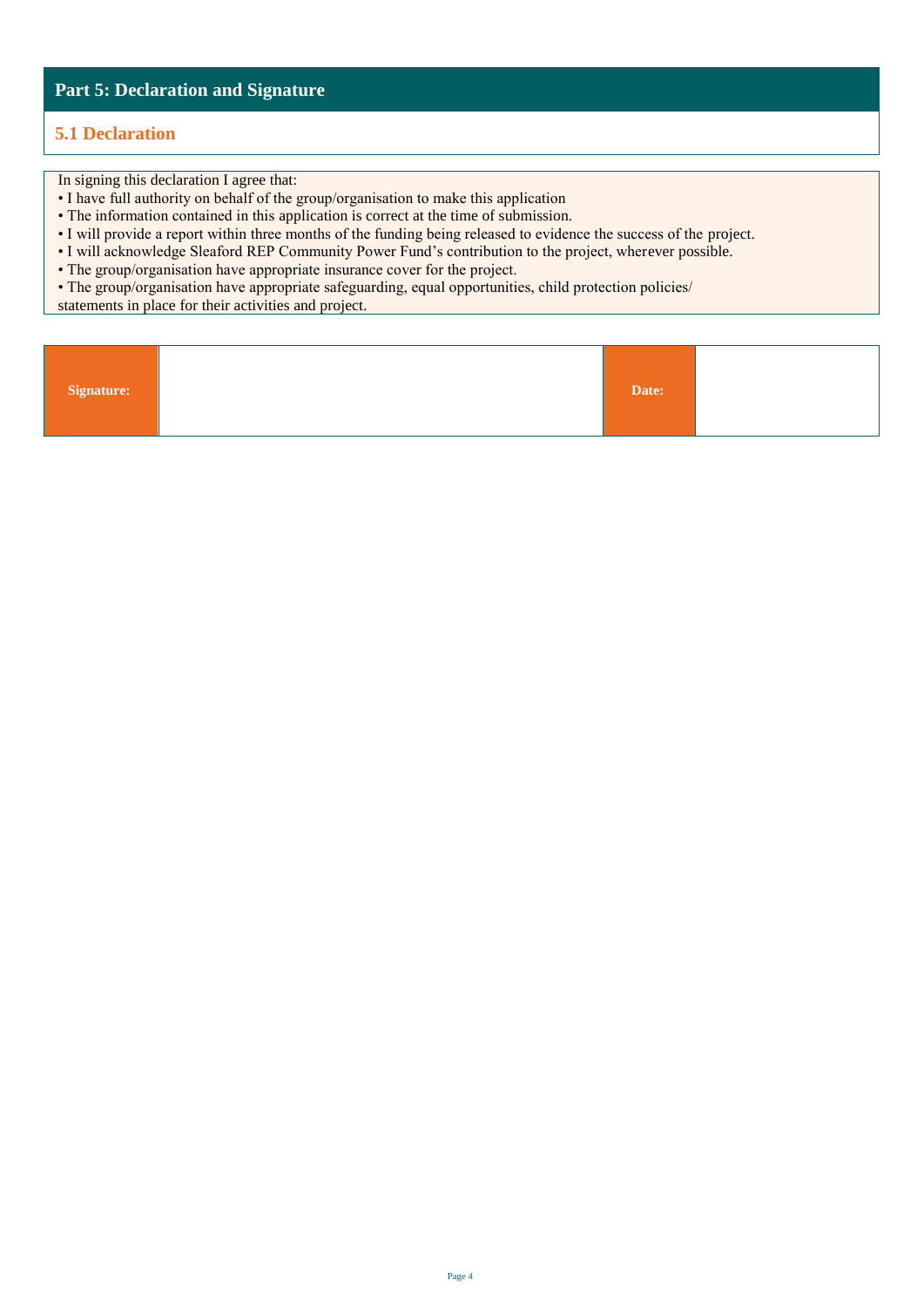## Part 5: Declaration and Signature

### 5.1 Declaration

In signing this declaration I agree that:

- I have full authority on behalf of the group/organisation to make this application
- The information contained in this application is correct at the time of submission.
- I will provide a report within three months of the funding being released to evidence the success of the project.
- I will acknowledge Sleaford REP Community Power Fund's contribution to the project, wherever possible.
- The group/organisation have appropriate insurance cover for the project.
- The group/organisation have appropriate safeguarding, equal opportunities, child protection policies/ statements in place for their activities and project.

| **Signature:** | | **Date:** | |
|---|---|---|---|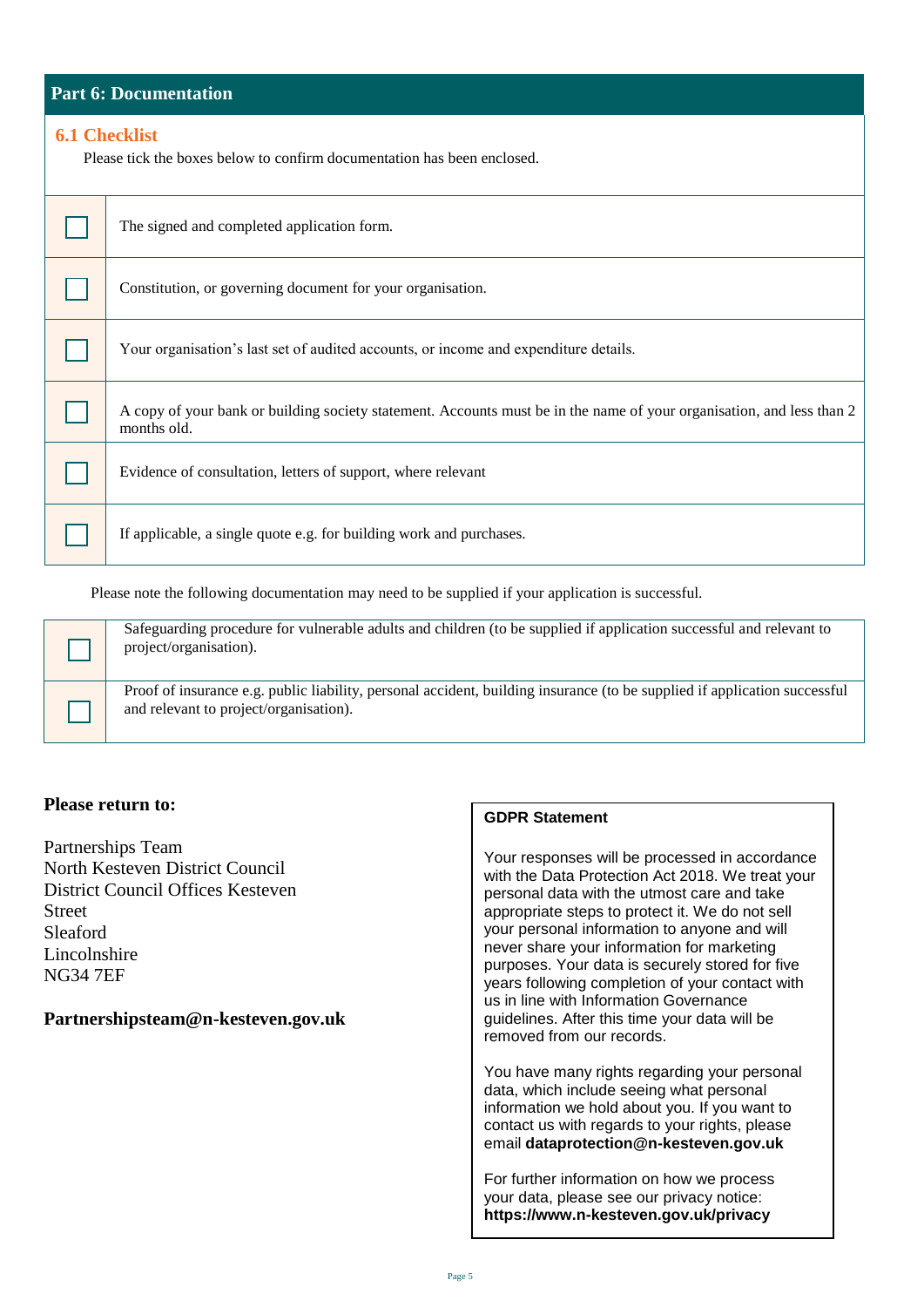## Part 6: Documentation

### 6.1 Checklist

Please tick the boxes below to confirm documentation has been enclosed.

| | |
|---|---|
| ☐ | The signed and completed application form. |
| ☐ | Constitution, or governing document for your organisation. |
| ☐ | Your organisation's last set of audited accounts, or income and expenditure details. |
| ☐ | A copy of your bank or building society statement. Accounts must be in the name of your organisation, and less than 2 months old. |
| ☐ | Evidence of consultation, letters of support, where relevant |
| ☐ | If applicable, a single quote e.g. for building work and purchases. |

Please note the following documentation may need to be supplied if your application is successful.

| | |
|---|---|
| ☐ | Safeguarding procedure for vulnerable adults and children (to be supplied if application successful and relevant to project/organisation). |
| ☐ | Proof of insurance e.g. public liability, personal accident, building insurance (to be supplied if application successful and relevant to project/organisation). |

**Please return to:**

Partnerships Team
North Kesteven District Council
District Council Offices Kesteven Street
Sleaford
Lincolnshire
NG34 7EF

**Partnershipsteam@n-kesteven.gov.uk**

**GDPR Statement**

Your responses will be processed in accordance with the Data Protection Act 2018. We treat your personal data with the utmost care and take appropriate steps to protect it. We do not sell your personal information to anyone and will never share your information for marketing purposes. Your data is securely stored for five years following completion of your contact with us in line with Information Governance guidelines. After this time your data will be removed from our records.

You have many rights regarding your personal data, which include seeing what personal information we hold about you. If you want to contact us with regards to your rights, please email **dataprotection@n-kesteven.gov.uk**

For further information on how we process your data, please see our privacy notice: **https://www.n-kesteven.gov.uk/privacy**